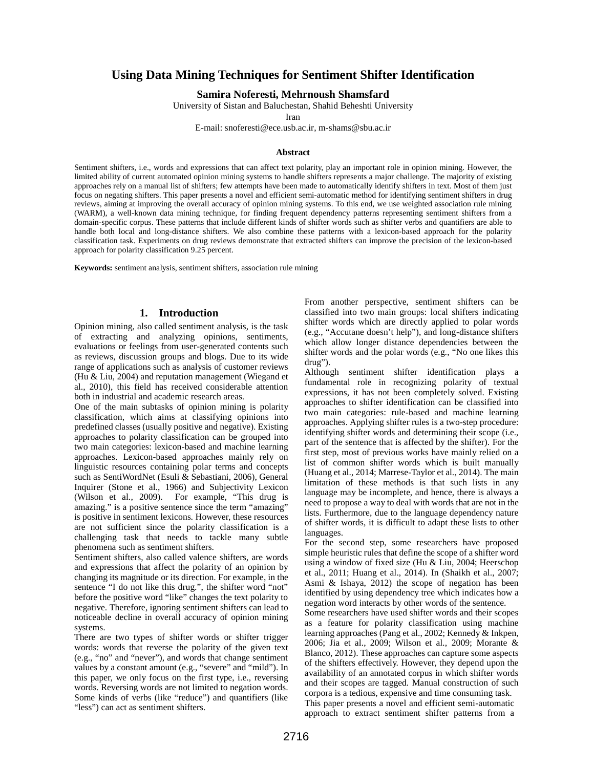# Using Data Mining Techniques for Sentiment Shifter Identification

**Samira Noferesti, Mehrnoush Shamsfard**

University of Sistan and Baluchestan, Shahid Beheshti University

Iran

E-mail: snoferesti@ece.usb.ac.ir, m-shams@sbu.ac.ir

### Abstract

Sentiment shifters, i.e., words and expressions that can affect text polarity, play an important role in opinion mining. However, the limited ability of current automated opinion mining systems to handle shifters represents a major challenge. The majority of existing approaches rely on a manual list of shifters; few attempts have been made to automatically identify shifters in text. Most of them just focus on negating shifters. This paper presents a novel and efficient semi-automatic method for identifying sentiment shifters in drug reviews, aiming at improving the overall accuracy of opinion mining systems. To this end, we use weighted association rule mining (WARM), a well-known data mining technique, for finding frequent dependency patterns representing sentiment shifters from a domain-specific corpus. These patterns that include different kinds of shifter words such as shifter verbs and quantifiers are able to handle both local and long-distance shifters. We also combine these patterns with a lexicon-based approach for the polarity classification task. Experiments on drug reviews demonstrate that extracted shifters can improve the precision of the lexicon-based approach for polarity classification 9.25 percent.

**Keywords:** sentiment analysis, sentiment shifters, association rule mining

## 1. Introduction

Opinion mining, also called sentiment analysis, is the task of extracting and analyzing opinions, sentiments, evaluations or feelings from user-generated contents such as reviews, discussion groups and blogs. Due to its wide range of applications such as analysis of customer reviews (Hu & Liu, 2004) and reputation management (Wiegand et al., 2010), this field has received considerable attention both in industrial and academic research areas.

One of the main subtasks of opinion mining is polarity classification, which aims at classifying opinions into predefined classes (usually positive and negative). Existing approaches to polarity classification can be grouped into two main categories: lexicon-based and machine learning approaches. Lexicon-based approaches mainly rely on linguistic resources containing polar terms and concepts such as SentiWordNet (Esuli & Sebastiani, 2006), General Inquirer (Stone et al., 1966) and Subjectivity Lexicon (Wilson et al., 2009). For example, "This drug is amazing." is a positive sentence since the term "amazing" is positive in sentiment lexicons. However, these resources are not sufficient since the polarity classification is a challenging task that needs to tackle many subtle phenomena such as sentiment shifters.

Sentiment shifters, also called valence shifters, are words and expressions that affect the polarity of an opinion by changing its magnitude or its direction. For example, in the sentence "I do not like this drug.", the shifter word "not" before the positive word "like" changes the text polarity to negative. Therefore, ignoring sentiment shifters can lead to noticeable decline in overall accuracy of opinion mining systems.

There are two types of shifter words or shifter trigger words: words that reverse the polarity of the given text (e.g., "no" and "never"), and words that change sentiment values by a constant amount (e.g., "severe" and "mild"). In this paper, we only focus on the first type, i.e., reversing words. Reversing words are not limited to negation words. Some kinds of verbs (like "reduce") and quantifiers (like "less") can act as sentiment shifters.

From another perspective, sentiment shifters can be classified into two main groups: local shifters indicating shifter words which are directly applied to polar words (e.g., "Accutane doesn't help"), and long-distance shifters which allow longer distance dependencies between the shifter words and the polar words (e.g., "No one likes this drug").

Although sentiment shifter identification plays a fundamental role in recognizing polarity of textual expressions, it has not been completely solved. Existing approaches to shifter identification can be classified into two main categories: rule-based and machine learning approaches. Applying shifter rules is a two-step procedure: identifying shifter words and determining their scope (i.e., part of the sentence that is affected by the shifter). For the first step, most of previous works have mainly relied on a list of common shifter words which is built manually (Huang et al., 2014; Marrese-Taylor et al., 2014). The main limitation of these methods is that such lists in any language may be incomplete, and hence, there is always a need to propose a way to deal with words that are not in the lists. Furthermore, due to the language dependency nature of shifter words, it is difficult to adapt these lists to other languages.

For the second step, some researchers have proposed simple heuristic rules that define the scope of a shifter word using a window of fixed size (Hu & Liu, 2004; Heerschop et al., 2011; Huang et al., 2014). In (Shaikh et al., 2007; Asmi & Ishaya, 2012) the scope of negation has been identified by using dependency tree which indicates how a negation word interacts by other words of the sentence.

Some researchers have used shifter words and their scopes as a feature for polarity classification using machine learning approaches (Pang et al., 2002; Kennedy & Inkpen, 2006; Jia et al., 2009; Wilson et al., 2009; Morante & Blanco, 2012). These approaches can capture some aspects of the shifters effectively. However, they depend upon the availability of an annotated corpus in which shifter words and their scopes are tagged. Manual construction of such corpora is a tedious, expensive and time consuming task.

This paper presents a novel and efficient semi-automatic approach to extract sentiment shifter patterns from a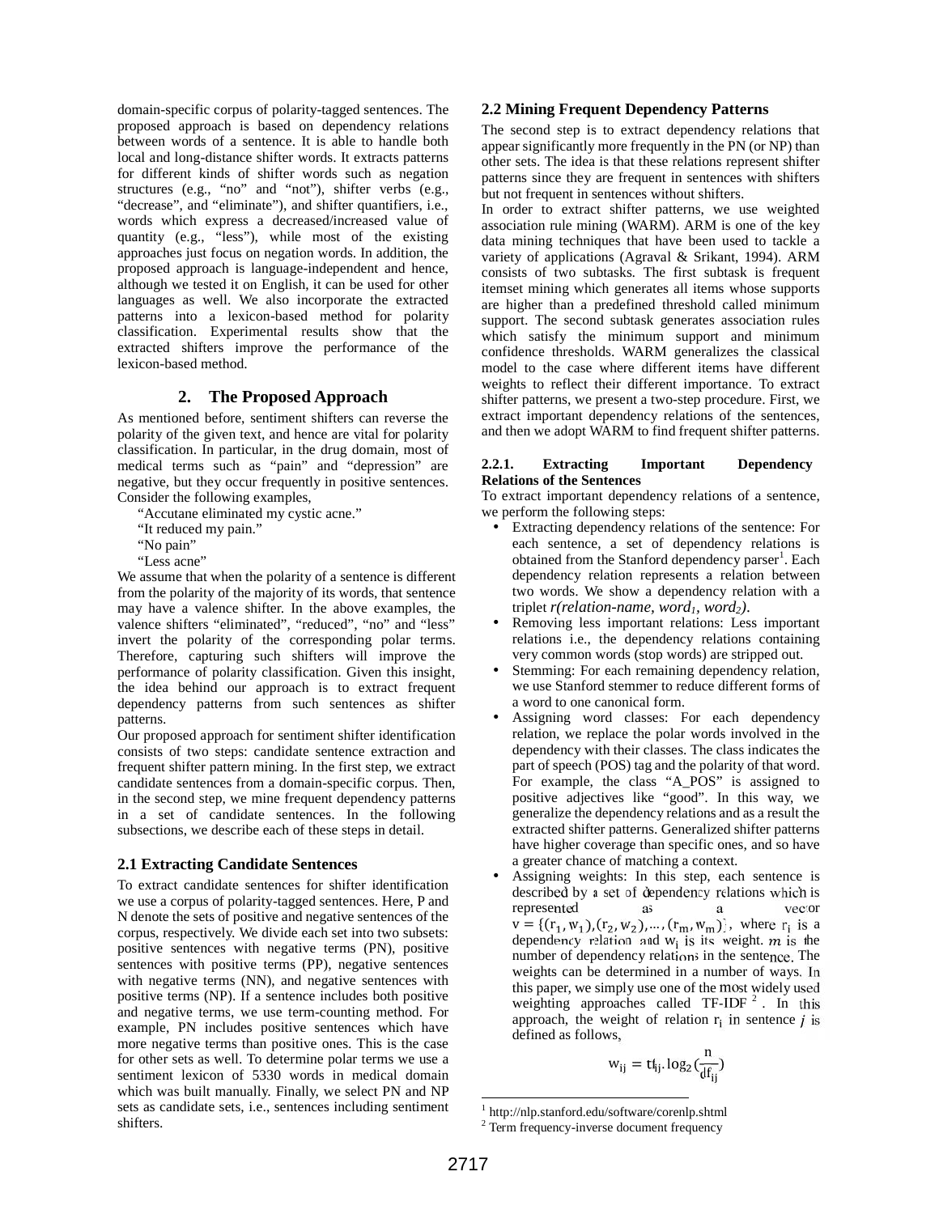domain-specific corpus of polarity-tagged sentences. The proposed approach is based on dependency relations between words of a sentence. It is able to handle both local and long-distance shifter words. It extracts patterns for different kinds of shifter words such as negation structures (e.g., "no" and "not"), shifter verbs (e.g., "decrease", and "eliminate"), and shifter quantifiers, i.e., words which express a decreased/increased value of quantity (e.g., "less"), while most of the existing approaches just focus on negation words. In addition, the proposed approach is language-independent and hence, although we tested it on English, it can be used for other languages as well. We also incorporate the extracted patterns into a lexicon-based method for polarity classification. Experimental results show that the extracted shifters improve the performance of the lexicon-based method.

## 2. The Proposed Approach

As mentioned before, sentiment shifters can reverse the polarity of the given text, and hence are vital for polarity classification. In particular, in the drug domain, most of medical terms such as "pain" and "depression" are negative, but they occur frequently in positive sentences. Consider the following examples,

"Accutane eliminated my cystic acne."
"It reduced my pain."
"No pain"
"Less acne"

We assume that when the polarity of a sentence is different from the polarity of the majority of its words, that sentence may have a valence shifter. In the above examples, the valence shifters "eliminated", "reduced", "no" and "less" invert the polarity of the corresponding polar terms. Therefore, capturing such shifters will improve the performance of polarity classification. Given this insight, the idea behind our approach is to extract frequent dependency patterns from such sentences as shifter patterns.

Our proposed approach for sentiment shifter identification consists of two steps: candidate sentence extraction and frequent shifter pattern mining. In the first step, we extract candidate sentences from a domain-specific corpus. Then, in the second step, we mine frequent dependency patterns in a set of candidate sentences. In the following subsections, we describe each of these steps in detail.

### 2.1 Extracting Candidate Sentences

To extract candidate sentences for shifter identification we use a corpus of polarity-tagged sentences. Here, P and N denote the sets of positive and negative sentences of the corpus, respectively. We divide each set into two subsets: positive sentences with negative terms (PN), positive sentences with positive terms (PP), negative sentences with negative terms (NN), and negative sentences with positive terms (NP). If a sentence includes both positive and negative terms, we use term-counting method. For example, PN includes positive sentences which have more negative terms than positive ones. This is the case for other sets as well. To determine polar terms we use a sentiment lexicon of 5330 words in medical domain which was built manually. Finally, we select PN and NP sets as candidate sets, i.e., sentences including sentiment shifters.

### 2.2 Mining Frequent Dependency Patterns

The second step is to extract dependency relations that appear significantly more frequently in the PN (or NP) than other sets. The idea is that these relations represent shifter patterns since they are frequent in sentences with shifters but not frequent in sentences without shifters.

In order to extract shifter patterns, we use weighted association rule mining (WARM). ARM is one of the key data mining techniques that have been used to tackle a variety of applications (Agraval & Srikant, 1994). ARM consists of two subtasks. The first subtask is frequent itemset mining which generates all items whose supports are higher than a predefined threshold called minimum support. The second subtask generates association rules which satisfy the minimum support and minimum confidence thresholds. WARM generalizes the classical model to the case where different items have different weights to reflect their different importance. To extract shifter patterns, we present a two-step procedure. First, we extract important dependency relations of the sentences, and then we adopt WARM to find frequent shifter patterns.

#### 2.2.1. Extracting Important Dependency Relations of the Sentences

To extract important dependency relations of a sentence, we perform the following steps:

- Extracting dependency relations of the sentence: For each sentence, a set of dependency relations is obtained from the Stanford dependency parser[1]. Each dependency relation represents a relation between two words. We show a dependency relation with a triplet *r(relation-name, word$_1$, word$_2$)*.
- Removing less important relations: Less important relations i.e., the dependency relations containing very common words (stop words) are stripped out.
- Stemming: For each remaining dependency relation, we use Stanford stemmer to reduce different forms of a word to one canonical form.
- Assigning word classes: For each dependency relation, we replace the polar words involved in the dependency with their classes. The class indicates the part of speech (POS) tag and the polarity of that word. For example, the class "A_POS" is assigned to positive adjectives like "good". In this way, we generalize the dependency relations and as a result the extracted shifter patterns. Generalized shifter patterns have higher coverage than specific ones, and so have a greater chance of matching a context.
- Assigning weights: In this step, each sentence is described by a set of dependency relations which is represented as a vector $v = \{(r_1, w_1), (r_2, w_2), \dots, (r_m, w_m)\}$, where $r_i$ is a dependency relation and $w_i$ is its weight. $m$ is the number of dependency relations in the sentence. The weights can be determined in a number of ways. In this paper, we simply use one of the most widely used weighting approaches called TF-IDF[2]. In this approach, the weight of relation $r_i$ in sentence $j$ is defined as follows,

$$w_{ij} = tf_{ij}.\log_2(\frac{n}{df_{ij}})$$

[1] http://nlp.stanford.edu/software/corenlp.shtml

[2] Term frequency-inverse document frequency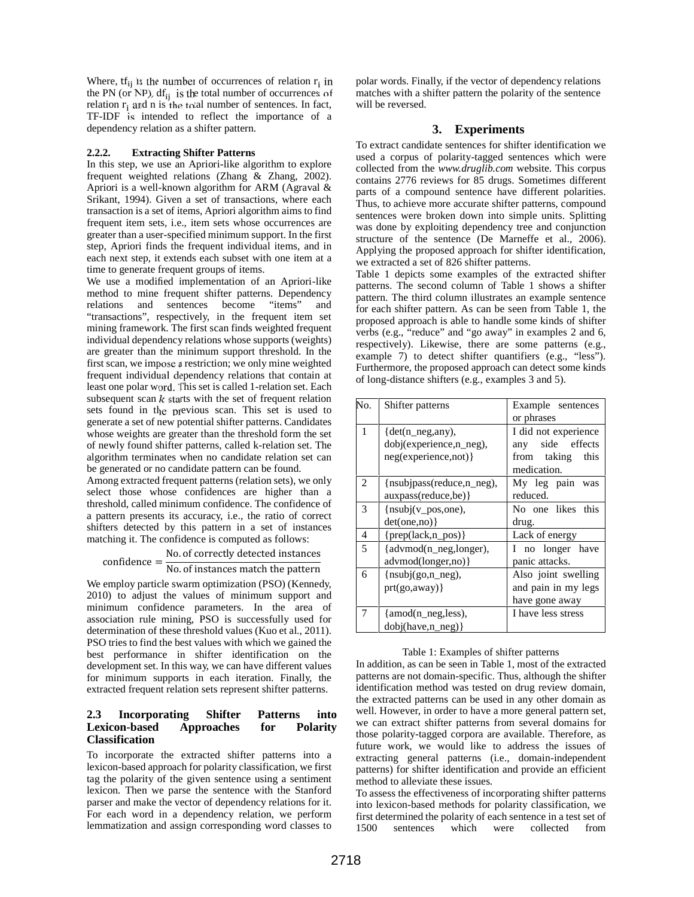Where, $tf_{ij}$ is the number of occurrences of relation $r_i$ in the PN (or NP), $df_{ij}$ is the total number of occurrences of relation $r_i$ and n is the total number of sentences. In fact, TF-IDF is intended to reflect the importance of a dependency relation as a shifter pattern.

#### 2.2.2. Extracting Shifter Patterns

In this step, we use an Apriori-like algorithm to explore frequent weighted relations (Zhang & Zhang, 2002). Apriori is a well-known algorithm for ARM (Agraval & Srikant, 1994). Given a set of transactions, where each transaction is a set of items, Apriori algorithm aims to find frequent item sets, i.e., item sets whose occurrences are greater than a user-specified minimum support. In the first step, Apriori finds the frequent individual items, and in each next step, it extends each subset with one item at a time to generate frequent groups of items.

We use a modified implementation of an Apriori-like method to mine frequent shifter patterns. Dependency relations and sentences become "items" and "transactions", respectively, in the frequent item set mining framework. The first scan finds weighted frequent individual dependency relations whose supports (weights) are greater than the minimum support threshold. In the first scan, we impose a restriction; we only mine weighted frequent individual dependency relations that contain at least one polar word. This set is called 1-relation set. Each subsequent scan $k$ starts with the set of frequent relation sets found in the previous scan. This set is used to generate a set of new potential shifter patterns. Candidates whose weights are greater than the threshold form the set of newly found shifter patterns, called k-relation set. The algorithm terminates when no candidate relation set can be generated or no candidate pattern can be found.

Among extracted frequent patterns (relation sets), we only select those whose confidences are higher than a threshold, called minimum confidence. The confidence of a pattern presents its accuracy, i.e., the ratio of correct shifters detected by this pattern in a set of instances matching it. The confidence is computed as follows:

$$\text{confidence} = \frac{\text{No. of correctly detected instances}}{\text{No. of instances match the pattern}}$$

We employ particle swarm optimization (PSO) (Kennedy, 2010) to adjust the values of minimum support and minimum confidence parameters. In the area of association rule mining, PSO is successfully used for determination of these threshold values (Kuo et al., 2011). PSO tries to find the best values with which we gained the best performance in shifter identification on the development set. In this way, we can have different values for minimum supports in each iteration. Finally, the extracted frequent relation sets represent shifter patterns.

### 2.3 Incorporating Shifter Patterns into Lexicon-based Approaches for Polarity Classification

To incorporate the extracted shifter patterns into a lexicon-based approach for polarity classification, we first tag the polarity of the given sentence using a sentiment lexicon. Then we parse the sentence with the Stanford parser and make the vector of dependency relations for it. For each word in a dependency relation, we perform lemmatization and assign corresponding word classes to polar words. Finally, if the vector of dependency relations matches with a shifter pattern the polarity of the sentence will be reversed.

## 3. Experiments

To extract candidate sentences for shifter identification we used a corpus of polarity-tagged sentences which were collected from the *www.druglib.com* website. This corpus contains 2776 reviews for 85 drugs. Sometimes different parts of a compound sentence have different polarities. Thus, to achieve more accurate shifter patterns, compound sentences were broken down into simple units. Splitting was done by exploiting dependency tree and conjunction structure of the sentence (De Marneffe et al., 2006). Applying the proposed approach for shifter identification, we extracted a set of 826 shifter patterns.

Table 1 depicts some examples of the extracted shifter patterns. The second column of Table 1 shows a shifter pattern. The third column illustrates an example sentence for each shifter pattern. As can be seen from Table 1, the proposed approach is able to handle some kinds of shifter verbs (e.g., "reduce" and "go away" in examples 2 and 6, respectively). Likewise, there are some patterns (e.g., example 7) to detect shifter quantifiers (e.g., "less"). Furthermore, the proposed approach can detect some kinds of long-distance shifters (e.g., examples 3 and 5).

| No. | Shifter patterns | Example sentences or phrases |
|---|---|---|
| 1 | {det(n_neg,any), dobj(experience,n_neg), neg(experience,not)} | I did not experience any side effects from taking this medication. |
| 2 | {nsubjpass(reduce,n_neg), auxpass(reduce,be)} | My leg pain was reduced. |
| 3 | {nsubj(v_pos,one), det(one,no)} | No one likes this drug. |
| 4 | {prep(lack,n_pos)} | Lack of energy |
| 5 | {advmod(n_neg,longer), advmod(longer,no)} | I no longer have panic attacks. |
| 6 | {nsubj(go,n_neg), prt(go,away)} | Also joint swelling and pain in my legs have gone away |
| 7 | {amod(n_neg,less), dobj(have,n_neg)} | I have less stress |

Table 1: Examples of shifter patterns

In addition, as can be seen in Table 1, most of the extracted patterns are not domain-specific. Thus, although the shifter identification method was tested on drug review domain, the extracted patterns can be used in any other domain as well. However, in order to have a more general pattern set, we can extract shifter patterns from several domains for those polarity-tagged corpora are available. Therefore, as future work, we would like to address the issues of extracting general patterns (i.e., domain-independent patterns) for shifter identification and provide an efficient method to alleviate these issues.

To assess the effectiveness of incorporating shifter patterns into lexicon-based methods for polarity classification, we first determined the polarity of each sentence in a test set of 1500 sentences which were collected from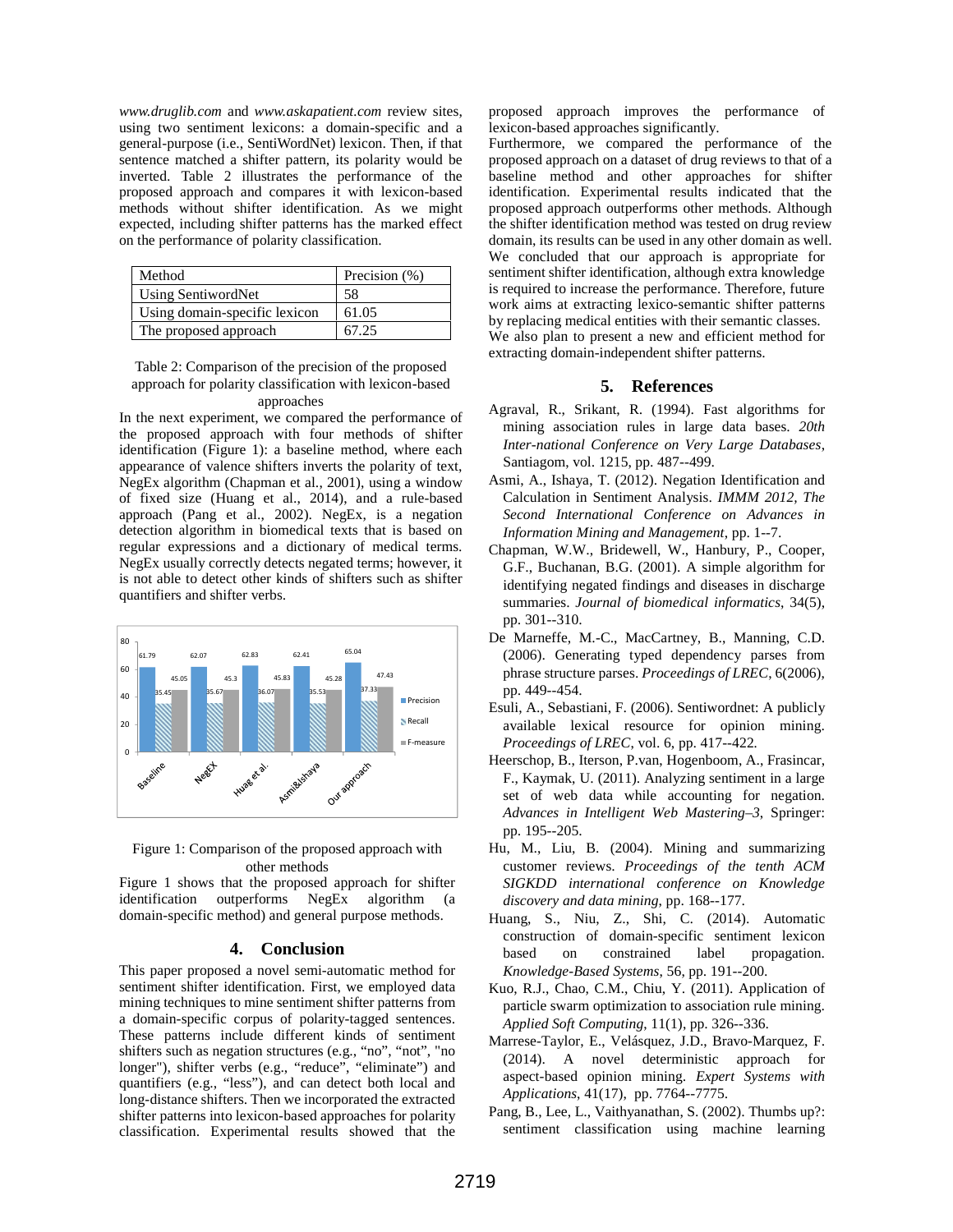*www.druglib.com* and *www.askapatient.com* review sites, using two sentiment lexicons: a domain-specific and a general-purpose (i.e., SentiWordNet) lexicon. Then, if that sentence matched a shifter pattern, its polarity would be inverted. Table 2 illustrates the performance of the proposed approach and compares it with lexicon-based methods without shifter identification. As we might expected, including shifter patterns has the marked effect on the performance of polarity classification.

| Method | Precision (%) |
|---|---|
| Using SentiwordNet | 58 |
| Using domain-specific lexicon | 61.05 |
| The proposed approach | 67.25 |

Table 2: Comparison of the precision of the proposed approach for polarity classification with lexicon-based approaches

In the next experiment, we compared the performance of the proposed approach with four methods of shifter identification (Figure 1): a baseline method, where each appearance of valence shifters inverts the polarity of text, NegEx algorithm (Chapman et al., 2001), using a window of fixed size (Huang et al., 2014), and a rule-based approach (Pang et al., 2002). NegEx, is a negation detection algorithm in biomedical texts that is based on regular expressions and a dictionary of medical terms. NegEx usually correctly detects negated terms; however, it is not able to detect other kinds of shifters such as shifter quantifiers and shifter verbs.

| | Precision | Recall | F-measure |
|---|---|---|---|
| Baseline | 61.79 | 35.45 | 45.05 |
| NegEX | 62.07 | 35.67 | 45.3 |
| Huag et al. | 62.83 | 36.07 | 45.83 |
| Asmi&Ishaya | 62.41 | 35.53 | 45.28 |
| Our approach | 65.04 | 37.33 | 47.43 |

Figure 1: Comparison of the proposed approach with other methods

Figure 1 shows that the proposed approach for shifter identification outperforms NegEx algorithm (a domain-specific method) and general purpose methods.

## 4. Conclusion

This paper proposed a novel semi-automatic method for sentiment shifter identification. First, we employed data mining techniques to mine sentiment shifter patterns from a domain-specific corpus of polarity-tagged sentences. These patterns include different kinds of sentiment shifters such as negation structures (e.g., "no", "not", "no longer"), shifter verbs (e.g., "reduce", "eliminate") and quantifiers (e.g., "less"), and can detect both local and long-distance shifters. Then we incorporated the extracted shifter patterns into lexicon-based approaches for polarity classification. Experimental results showed that the proposed approach improves the performance of lexicon-based approaches significantly.

Furthermore, we compared the performance of the proposed approach on a dataset of drug reviews to that of a baseline method and other approaches for shifter identification. Experimental results indicated that the proposed approach outperforms other methods. Although the shifter identification method was tested on drug review domain, its results can be used in any other domain as well. We concluded that our approach is appropriate for sentiment shifter identification, although extra knowledge is required to increase the performance. Therefore, future work aims at extracting lexico-semantic shifter patterns by replacing medical entities with their semantic classes. We also plan to present a new and efficient method for extracting domain-independent shifter patterns.

## 5. References

Agraval, R., Srikant, R. (1994). Fast algorithms for mining association rules in large data bases. *20th Inter-national Conference on Very Large Databases*, Santiagom, vol. 1215, pp. 487--499.

Asmi, A., Ishaya, T. (2012). Negation Identification and Calculation in Sentiment Analysis. *IMMM 2012, The Second International Conference on Advances in Information Mining and Management*, pp. 1--7.

Chapman, W.W., Bridewell, W., Hanbury, P., Cooper, G.F., Buchanan, B.G. (2001). A simple algorithm for identifying negated findings and diseases in discharge summaries. *Journal of biomedical informatics*, 34(5), pp. 301--310.

De Marneffe, M.-C., MacCartney, B., Manning, C.D. (2006). Generating typed dependency parses from phrase structure parses. *Proceedings of LREC*, 6(2006), pp. 449--454.

Esuli, A., Sebastiani, F. (2006). Sentiwordnet: A publicly available lexical resource for opinion mining. *Proceedings of LREC*, vol. 6, pp. 417--422.

Heerschop, B., Iterson, P.van, Hogenboom, A., Frasincar, F., Kaymak, U. (2011). Analyzing sentiment in a large set of web data while accounting for negation. *Advances in Intelligent Web Mastering–3*, Springer: pp. 195--205.

Hu, M., Liu, B. (2004). Mining and summarizing customer reviews. *Proceedings of the tenth ACM SIGKDD international conference on Knowledge discovery and data mining*, pp. 168--177.

Huang, S., Niu, Z., Shi, C. (2014). Automatic construction of domain-specific sentiment lexicon based on constrained label propagation. *Knowledge-Based Systems*, 56, pp. 191--200.

Kuo, R.J., Chao, C.M., Chiu, Y. (2011). Application of particle swarm optimization to association rule mining. *Applied Soft Computing*, 11(1), pp. 326--336.

Marrese-Taylor, E., Velásquez, J.D., Bravo-Marquez, F. (2014). A novel deterministic approach for aspect-based opinion mining. *Expert Systems with Applications*, 41(17), pp. 7764--7775.

Pang, B., Lee, L., Vaithyanathan, S. (2002). Thumbs up?: sentiment classification using machine learning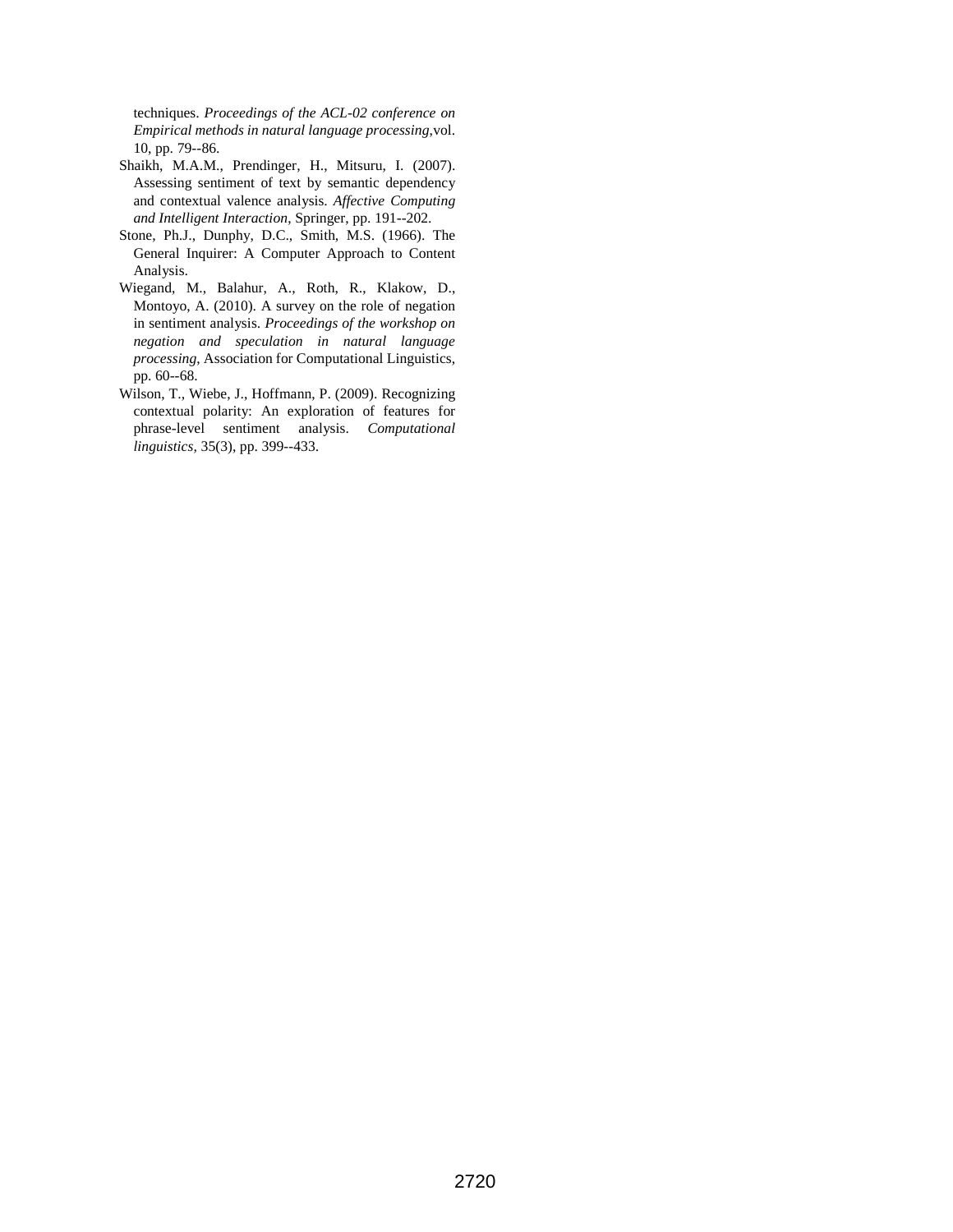techniques. *Proceedings of the ACL-02 conference on Empirical methods in natural language processing*,vol. 10, pp. 79--86.

Shaikh, M.A.M., Prendinger, H., Mitsuru, I. (2007). Assessing sentiment of text by semantic dependency and contextual valence analysis. *Affective Computing and Intelligent Interaction*, Springer, pp. 191--202.

Stone, Ph.J., Dunphy, D.C., Smith, M.S. (1966). The General Inquirer: A Computer Approach to Content Analysis.

Wiegand, M., Balahur, A., Roth, R., Klakow, D., Montoyo, A. (2010). A survey on the role of negation in sentiment analysis. *Proceedings of the workshop on negation and speculation in natural language processing*, Association for Computational Linguistics, pp. 60--68.

Wilson, T., Wiebe, J., Hoffmann, P. (2009). Recognizing contextual polarity: An exploration of features for phrase-level sentiment analysis. *Computational linguistics*, 35(3), pp. 399--433.